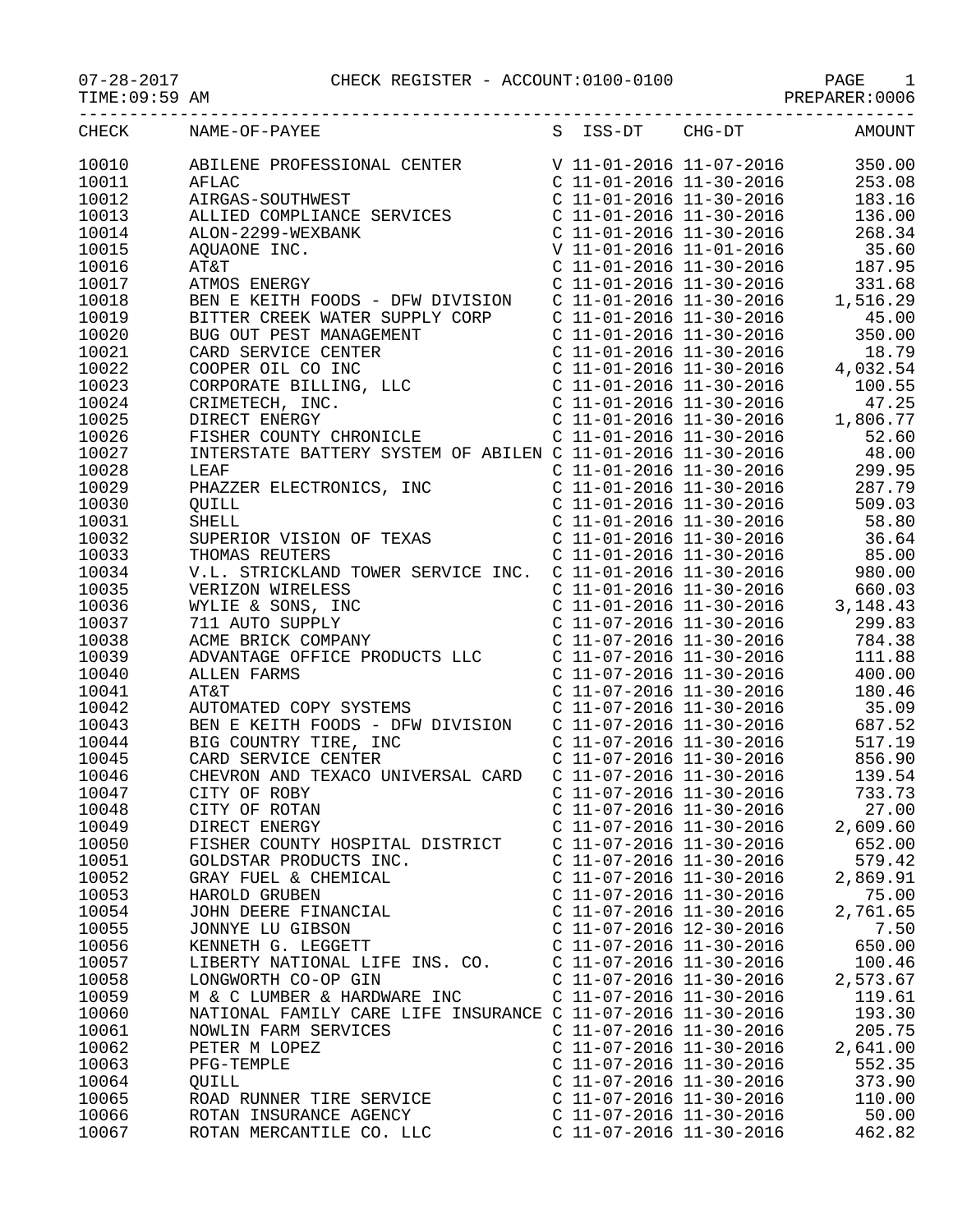07-28-2017 CHECK REGISTER - ACCOUNT:0100-0100 PAGE 1

TIME:09:59 AM PREPARER:0006

| CHECK | NAME-OF-PAYEE | S | ISS-DT | CHG-DT | AMOUNT |
|---|---|---|---|---|---|
| 10010 | ABILENE PROFESSIONAL CENTER | V | 11-01-2016 | 11-07-2016 | 350.00 |
| 10011 | AFLAC | C | 11-01-2016 | 11-30-2016 | 253.08 |
| 10012 | AIRGAS-SOUTHWEST | C | 11-01-2016 | 11-30-2016 | 183.16 |
| 10013 | ALLIED COMPLIANCE SERVICES | C | 11-01-2016 | 11-30-2016 | 136.00 |
| 10014 | ALON-2299-WEXBANK | C | 11-01-2016 | 11-30-2016 | 268.34 |
| 10015 | AQUAONE INC. | V | 11-01-2016 | 11-01-2016 | 35.60 |
| 10016 | AT&T | C | 11-01-2016 | 11-30-2016 | 187.95 |
| 10017 | ATMOS ENERGY | C | 11-01-2016 | 11-30-2016 | 331.68 |
| 10018 | BEN E KEITH FOODS - DFW DIVISION | C | 11-01-2016 | 11-30-2016 | 1,516.29 |
| 10019 | BITTER CREEK WATER SUPPLY CORP | C | 11-01-2016 | 11-30-2016 | 45.00 |
| 10020 | BUG OUT PEST MANAGEMENT | C | 11-01-2016 | 11-30-2016 | 350.00 |
| 10021 | CARD SERVICE CENTER | C | 11-01-2016 | 11-30-2016 | 18.79 |
| 10022 | COOPER OIL CO INC | C | 11-01-2016 | 11-30-2016 | 4,032.54 |
| 10023 | CORPORATE BILLING, LLC | C | 11-01-2016 | 11-30-2016 | 100.55 |
| 10024 | CRIMETECH, INC. | C | 11-01-2016 | 11-30-2016 | 47.25 |
| 10025 | DIRECT ENERGY | C | 11-01-2016 | 11-30-2016 | 1,806.77 |
| 10026 | FISHER COUNTY CHRONICLE | C | 11-01-2016 | 11-30-2016 | 52.60 |
| 10027 | INTERSTATE BATTERY SYSTEM OF ABILEN | C | 11-01-2016 | 11-30-2016 | 48.00 |
| 10028 | LEAF | C | 11-01-2016 | 11-30-2016 | 299.95 |
| 10029 | PHAZZER ELECTRONICS, INC | C | 11-01-2016 | 11-30-2016 | 287.79 |
| 10030 | QUILL | C | 11-01-2016 | 11-30-2016 | 509.03 |
| 10031 | SHELL | C | 11-01-2016 | 11-30-2016 | 58.80 |
| 10032 | SUPERIOR VISION OF TEXAS | C | 11-01-2016 | 11-30-2016 | 36.64 |
| 10033 | THOMAS REUTERS | C | 11-01-2016 | 11-30-2016 | 85.00 |
| 10034 | V.L. STRICKLAND TOWER SERVICE INC. | C | 11-01-2016 | 11-30-2016 | 980.00 |
| 10035 | VERIZON WIRELESS | C | 11-01-2016 | 11-30-2016 | 660.03 |
| 10036 | WYLIE & SONS, INC | C | 11-01-2016 | 11-30-2016 | 3,148.43 |
| 10037 | 711 AUTO SUPPLY | C | 11-07-2016 | 11-30-2016 | 299.83 |
| 10038 | ACME BRICK COMPANY | C | 11-07-2016 | 11-30-2016 | 784.38 |
| 10039 | ADVANTAGE OFFICE PRODUCTS LLC | C | 11-07-2016 | 11-30-2016 | 111.88 |
| 10040 | ALLEN FARMS | C | 11-07-2016 | 11-30-2016 | 400.00 |
| 10041 | AT&T | C | 11-07-2016 | 11-30-2016 | 180.46 |
| 10042 | AUTOMATED COPY SYSTEMS | C | 11-07-2016 | 11-30-2016 | 35.09 |
| 10043 | BEN E KEITH FOODS - DFW DIVISION | C | 11-07-2016 | 11-30-2016 | 687.52 |
| 10044 | BIG COUNTRY TIRE, INC | C | 11-07-2016 | 11-30-2016 | 517.19 |
| 10045 | CARD SERVICE CENTER | C | 11-07-2016 | 11-30-2016 | 856.90 |
| 10046 | CHEVRON AND TEXACO UNIVERSAL CARD | C | 11-07-2016 | 11-30-2016 | 139.54 |
| 10047 | CITY OF ROBY | C | 11-07-2016 | 11-30-2016 | 733.73 |
| 10048 | CITY OF ROTAN | C | 11-07-2016 | 11-30-2016 | 27.00 |
| 10049 | DIRECT ENERGY | C | 11-07-2016 | 11-30-2016 | 2,609.60 |
| 10050 | FISHER COUNTY HOSPITAL DISTRICT | C | 11-07-2016 | 11-30-2016 | 652.00 |
| 10051 | GOLDSTAR PRODUCTS INC. | C | 11-07-2016 | 11-30-2016 | 579.42 |
| 10052 | GRAY FUEL & CHEMICAL | C | 11-07-2016 | 11-30-2016 | 2,869.91 |
| 10053 | HAROLD GRUBEN | C | 11-07-2016 | 11-30-2016 | 75.00 |
| 10054 | JOHN DEERE FINANCIAL | C | 11-07-2016 | 11-30-2016 | 2,761.65 |
| 10055 | JONNYE LU GIBSON | C | 11-07-2016 | 12-30-2016 | 7.50 |
| 10056 | KENNETH G. LEGGETT | C | 11-07-2016 | 11-30-2016 | 650.00 |
| 10057 | LIBERTY NATIONAL LIFE INS. CO. | C | 11-07-2016 | 11-30-2016 | 100.46 |
| 10058 | LONGWORTH CO-OP GIN | C | 11-07-2016 | 11-30-2016 | 2,573.67 |
| 10059 | M & C LUMBER & HARDWARE INC | C | 11-07-2016 | 11-30-2016 | 119.61 |
| 10060 | NATIONAL FAMILY CARE LIFE INSURANCE | C | 11-07-2016 | 11-30-2016 | 193.30 |
| 10061 | NOWLIN FARM SERVICES | C | 11-07-2016 | 11-30-2016 | 205.75 |
| 10062 | PETER M LOPEZ | C | 11-07-2016 | 11-30-2016 | 2,641.00 |
| 10063 | PFG-TEMPLE | C | 11-07-2016 | 11-30-2016 | 552.35 |
| 10064 | QUILL | C | 11-07-2016 | 11-30-2016 | 373.90 |
| 10065 | ROAD RUNNER TIRE SERVICE | C | 11-07-2016 | 11-30-2016 | 110.00 |
| 10066 | ROTAN INSURANCE AGENCY | C | 11-07-2016 | 11-30-2016 | 50.00 |
| 10067 | ROTAN MERCANTILE CO. LLC | C | 11-07-2016 | 11-30-2016 | 462.82 |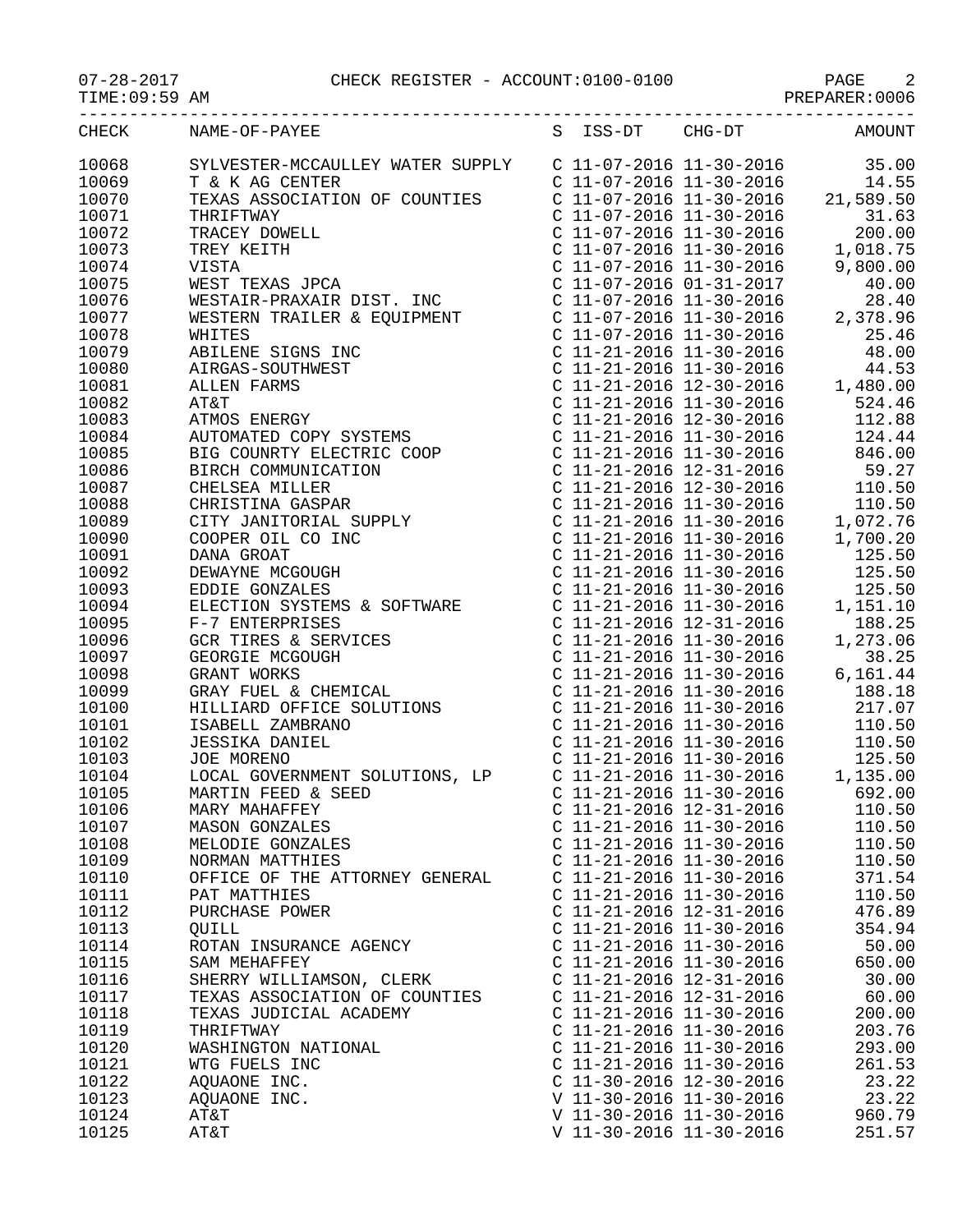CHECK REGISTER - ACCOUNT:0100-0100

PREPARER:0006

| CHECK | NAME-OF-PAYEE | S | ISS-DT | CHG-DT | AMOUNT |
|---|---|---|---|---|---|
| 10068 | SYLVESTER-MCCAULLEY WATER SUPPLY | C | 11-07-2016 | 11-30-2016 | 35.00 |
| 10069 | T & K AG CENTER | C | 11-07-2016 | 11-30-2016 | 14.55 |
| 10070 | TEXAS ASSOCIATION OF COUNTIES | C | 11-07-2016 | 11-30-2016 | 21,589.50 |
| 10071 | THRIFTWAY | C | 11-07-2016 | 11-30-2016 | 31.63 |
| 10072 | TRACEY DOWELL | C | 11-07-2016 | 11-30-2016 | 200.00 |
| 10073 | TREY KEITH | C | 11-07-2016 | 11-30-2016 | 1,018.75 |
| 10074 | VISTA | C | 11-07-2016 | 11-30-2016 | 9,800.00 |
| 10075 | WEST TEXAS JPCA | C | 11-07-2016 | 01-31-2017 | 40.00 |
| 10076 | WESTAIR-PRAXAIR DIST. INC | C | 11-07-2016 | 11-30-2016 | 28.40 |
| 10077 | WESTERN TRAILER & EQUIPMENT | C | 11-07-2016 | 11-30-2016 | 2,378.96 |
| 10078 | WHITES | C | 11-07-2016 | 11-30-2016 | 25.46 |
| 10079 | ABILENE SIGNS INC | C | 11-21-2016 | 11-30-2016 | 48.00 |
| 10080 | AIRGAS-SOUTHWEST | C | 11-21-2016 | 11-30-2016 | 44.53 |
| 10081 | ALLEN FARMS | C | 11-21-2016 | 12-30-2016 | 1,480.00 |
| 10082 | AT&T | C | 11-21-2016 | 11-30-2016 | 524.46 |
| 10083 | ATMOS ENERGY | C | 11-21-2016 | 12-30-2016 | 112.88 |
| 10084 | AUTOMATED COPY SYSTEMS | C | 11-21-2016 | 11-30-2016 | 124.44 |
| 10085 | BIG COUNRTY ELECTRIC COOP | C | 11-21-2016 | 11-30-2016 | 846.00 |
| 10086 | BIRCH COMMUNICATION | C | 11-21-2016 | 12-31-2016 | 59.27 |
| 10087 | CHELSEA MILLER | C | 11-21-2016 | 12-30-2016 | 110.50 |
| 10088 | CHRISTINA GASPAR | C | 11-21-2016 | 11-30-2016 | 110.50 |
| 10089 | CITY JANITORIAL SUPPLY | C | 11-21-2016 | 11-30-2016 | 1,072.76 |
| 10090 | COOPER OIL CO INC | C | 11-21-2016 | 11-30-2016 | 1,700.20 |
| 10091 | DANA GROAT | C | 11-21-2016 | 11-30-2016 | 125.50 |
| 10092 | DEWAYNE MCGOUGH | C | 11-21-2016 | 11-30-2016 | 125.50 |
| 10093 | EDDIE GONZALES | C | 11-21-2016 | 11-30-2016 | 125.50 |
| 10094 | ELECTION SYSTEMS & SOFTWARE | C | 11-21-2016 | 11-30-2016 | 1,151.10 |
| 10095 | F-7 ENTERPRISES | C | 11-21-2016 | 12-31-2016 | 188.25 |
| 10096 | GCR TIRES & SERVICES | C | 11-21-2016 | 11-30-2016 | 1,273.06 |
| 10097 | GEORGIE MCGOUGH | C | 11-21-2016 | 11-30-2016 | 38.25 |
| 10098 | GRANT WORKS | C | 11-21-2016 | 11-30-2016 | 6,161.44 |
| 10099 | GRAY FUEL & CHEMICAL | C | 11-21-2016 | 11-30-2016 | 188.18 |
| 10100 | HILLIARD OFFICE SOLUTIONS | C | 11-21-2016 | 11-30-2016 | 217.07 |
| 10101 | ISABELL ZAMBRANO | C | 11-21-2016 | 11-30-2016 | 110.50 |
| 10102 | JESSIKA DANIEL | C | 11-21-2016 | 11-30-2016 | 110.50 |
| 10103 | JOE MORENO | C | 11-21-2016 | 11-30-2016 | 125.50 |
| 10104 | LOCAL GOVERNMENT SOLUTIONS, LP | C | 11-21-2016 | 11-30-2016 | 1,135.00 |
| 10105 | MARTIN FEED & SEED | C | 11-21-2016 | 11-30-2016 | 692.00 |
| 10106 | MARY MAHAFFEY | C | 11-21-2016 | 12-31-2016 | 110.50 |
| 10107 | MASON GONZALES | C | 11-21-2016 | 11-30-2016 | 110.50 |
| 10108 | MELODIE GONZALES | C | 11-21-2016 | 11-30-2016 | 110.50 |
| 10109 | NORMAN MATTHIES | C | 11-21-2016 | 11-30-2016 | 110.50 |
| 10110 | OFFICE OF THE ATTORNEY GENERAL | C | 11-21-2016 | 11-30-2016 | 371.54 |
| 10111 | PAT MATTHIES | C | 11-21-2016 | 11-30-2016 | 110.50 |
| 10112 | PURCHASE POWER | C | 11-21-2016 | 12-31-2016 | 476.89 |
| 10113 | QUILL | C | 11-21-2016 | 11-30-2016 | 354.94 |
| 10114 | ROTAN INSURANCE AGENCY | C | 11-21-2016 | 11-30-2016 | 50.00 |
| 10115 | SAM MEHAFFEY | C | 11-21-2016 | 11-30-2016 | 650.00 |
| 10116 | SHERRY WILLIAMSON, CLERK | C | 11-21-2016 | 12-31-2016 | 30.00 |
| 10117 | TEXAS ASSOCIATION OF COUNTIES | C | 11-21-2016 | 12-31-2016 | 60.00 |
| 10118 | TEXAS JUDICIAL ACADEMY | C | 11-21-2016 | 11-30-2016 | 200.00 |
| 10119 | THRIFTWAY | C | 11-21-2016 | 11-30-2016 | 203.76 |
| 10120 | WASHINGTON NATIONAL | C | 11-21-2016 | 11-30-2016 | 293.00 |
| 10121 | WTG FUELS INC | C | 11-21-2016 | 11-30-2016 | 261.53 |
| 10122 | AQUAONE INC. | C | 11-30-2016 | 12-30-2016 | 23.22 |
| 10123 | AQUAONE INC. | V | 11-30-2016 | 11-30-2016 | 23.22 |
| 10124 | AT&T | V | 11-30-2016 | 11-30-2016 | 960.79 |
| 10125 | AT&T | V | 11-30-2016 | 11-30-2016 | 251.57 |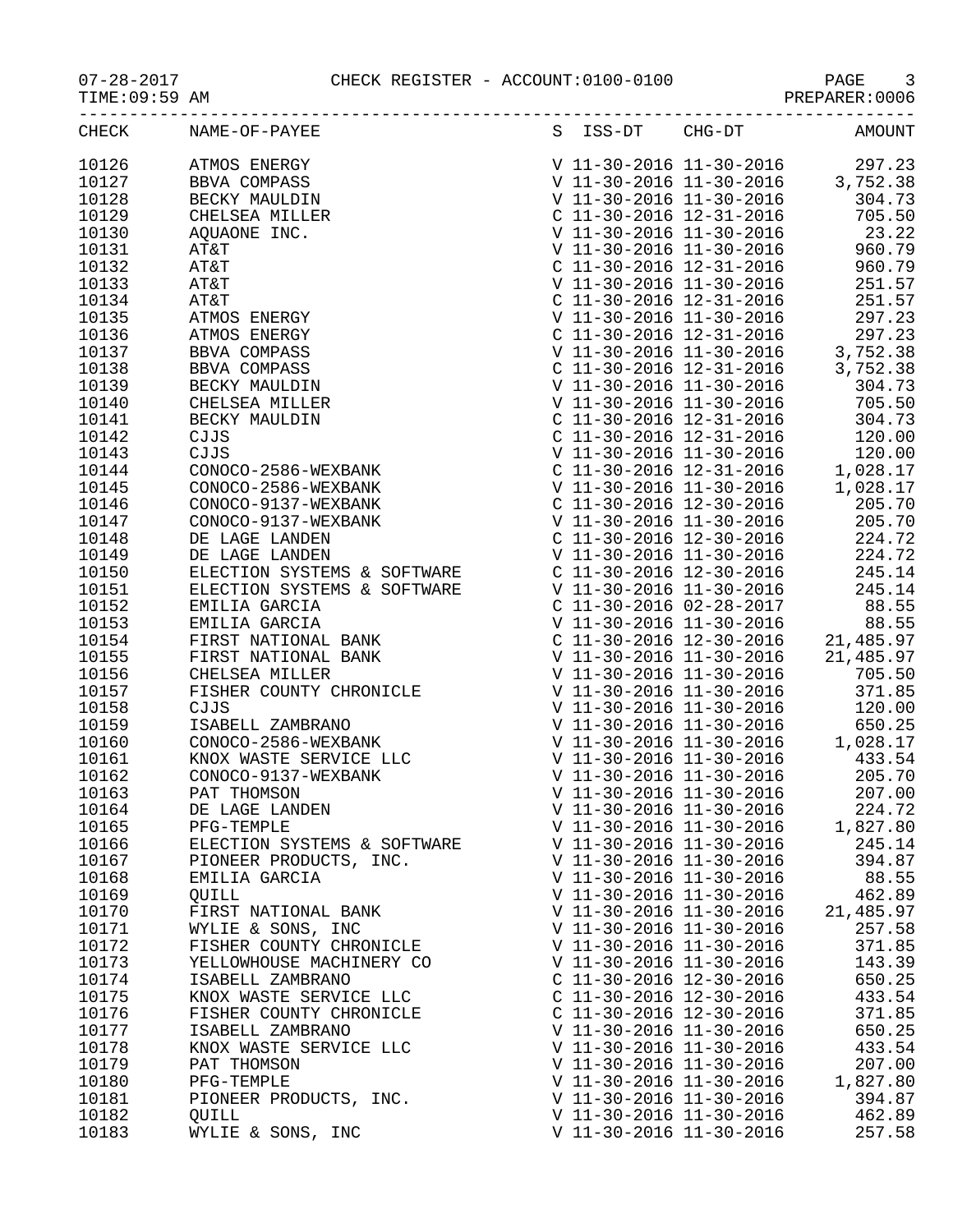CHECK REGISTER - ACCOUNT:0100-0100

07-28-2017
TIME:09:59 AM

PREPARER:0006

| CHECK | NAME-OF-PAYEE | S | ISS-DT | CHG-DT | AMOUNT |
|---|---|---|---|---|---|
| 10126 | ATMOS ENERGY | V | 11-30-2016 | 11-30-2016 | 297.23 |
| 10127 | BBVA COMPASS | V | 11-30-2016 | 11-30-2016 | 3,752.38 |
| 10128 | BECKY MAULDIN | V | 11-30-2016 | 11-30-2016 | 304.73 |
| 10129 | CHELSEA MILLER | C | 11-30-2016 | 12-31-2016 | 705.50 |
| 10130 | AQUAONE INC. | V | 11-30-2016 | 11-30-2016 | 23.22 |
| 10131 | AT&T | V | 11-30-2016 | 11-30-2016 | 960.79 |
| 10132 | AT&T | C | 11-30-2016 | 12-31-2016 | 960.79 |
| 10133 | AT&T | V | 11-30-2016 | 11-30-2016 | 251.57 |
| 10134 | AT&T | C | 11-30-2016 | 12-31-2016 | 251.57 |
| 10135 | ATMOS ENERGY | V | 11-30-2016 | 11-30-2016 | 297.23 |
| 10136 | ATMOS ENERGY | C | 11-30-2016 | 12-31-2016 | 297.23 |
| 10137 | BBVA COMPASS | V | 11-30-2016 | 11-30-2016 | 3,752.38 |
| 10138 | BBVA COMPASS | C | 11-30-2016 | 12-31-2016 | 3,752.38 |
| 10139 | BECKY MAULDIN | V | 11-30-2016 | 11-30-2016 | 304.73 |
| 10140 | CHELSEA MILLER | V | 11-30-2016 | 11-30-2016 | 705.50 |
| 10141 | BECKY MAULDIN | C | 11-30-2016 | 12-31-2016 | 304.73 |
| 10142 | CJJS | C | 11-30-2016 | 12-31-2016 | 120.00 |
| 10143 | CJJS | V | 11-30-2016 | 11-30-2016 | 120.00 |
| 10144 | CONOCO-2586-WEXBANK | C | 11-30-2016 | 12-31-2016 | 1,028.17 |
| 10145 | CONOCO-2586-WEXBANK | V | 11-30-2016 | 11-30-2016 | 1,028.17 |
| 10146 | CONOCO-9137-WEXBANK | C | 11-30-2016 | 12-30-2016 | 205.70 |
| 10147 | CONOCO-9137-WEXBANK | V | 11-30-2016 | 11-30-2016 | 205.70 |
| 10148 | DE LAGE LANDEN | C | 11-30-2016 | 12-30-2016 | 224.72 |
| 10149 | DE LAGE LANDEN | V | 11-30-2016 | 11-30-2016 | 224.72 |
| 10150 | ELECTION SYSTEMS & SOFTWARE | C | 11-30-2016 | 12-30-2016 | 245.14 |
| 10151 | ELECTION SYSTEMS & SOFTWARE | V | 11-30-2016 | 11-30-2016 | 245.14 |
| 10152 | EMILIA GARCIA | C | 11-30-2016 | 02-28-2017 | 88.55 |
| 10153 | EMILIA GARCIA | V | 11-30-2016 | 11-30-2016 | 88.55 |
| 10154 | FIRST NATIONAL BANK | C | 11-30-2016 | 12-30-2016 | 21,485.97 |
| 10155 | FIRST NATIONAL BANK | V | 11-30-2016 | 11-30-2016 | 21,485.97 |
| 10156 | CHELSEA MILLER | V | 11-30-2016 | 11-30-2016 | 705.50 |
| 10157 | FISHER COUNTY CHRONICLE | V | 11-30-2016 | 11-30-2016 | 371.85 |
| 10158 | CJJS | V | 11-30-2016 | 11-30-2016 | 120.00 |
| 10159 | ISABELL ZAMBRANO | V | 11-30-2016 | 11-30-2016 | 650.25 |
| 10160 | CONOCO-2586-WEXBANK | V | 11-30-2016 | 11-30-2016 | 1,028.17 |
| 10161 | KNOX WASTE SERVICE LLC | V | 11-30-2016 | 11-30-2016 | 433.54 |
| 10162 | CONOCO-9137-WEXBANK | V | 11-30-2016 | 11-30-2016 | 205.70 |
| 10163 | PAT THOMSON | V | 11-30-2016 | 11-30-2016 | 207.00 |
| 10164 | DE LAGE LANDEN | V | 11-30-2016 | 11-30-2016 | 224.72 |
| 10165 | PFG-TEMPLE | V | 11-30-2016 | 11-30-2016 | 1,827.80 |
| 10166 | ELECTION SYSTEMS & SOFTWARE | V | 11-30-2016 | 11-30-2016 | 245.14 |
| 10167 | PIONEER PRODUCTS, INC. | V | 11-30-2016 | 11-30-2016 | 394.87 |
| 10168 | EMILIA GARCIA | V | 11-30-2016 | 11-30-2016 | 88.55 |
| 10169 | QUILL | V | 11-30-2016 | 11-30-2016 | 462.89 |
| 10170 | FIRST NATIONAL BANK | V | 11-30-2016 | 11-30-2016 | 21,485.97 |
| 10171 | WYLIE & SONS, INC | V | 11-30-2016 | 11-30-2016 | 257.58 |
| 10172 | FISHER COUNTY CHRONICLE | V | 11-30-2016 | 11-30-2016 | 371.85 |
| 10173 | YELLOWHOUSE MACHINERY CO | V | 11-30-2016 | 11-30-2016 | 143.39 |
| 10174 | ISABELL ZAMBRANO | C | 11-30-2016 | 12-30-2016 | 650.25 |
| 10175 | KNOX WASTE SERVICE LLC | C | 11-30-2016 | 12-30-2016 | 433.54 |
| 10176 | FISHER COUNTY CHRONICLE | C | 11-30-2016 | 12-30-2016 | 371.85 |
| 10177 | ISABELL ZAMBRANO | V | 11-30-2016 | 11-30-2016 | 650.25 |
| 10178 | KNOX WASTE SERVICE LLC | V | 11-30-2016 | 11-30-2016 | 433.54 |
| 10179 | PAT THOMSON | V | 11-30-2016 | 11-30-2016 | 207.00 |
| 10180 | PFG-TEMPLE | V | 11-30-2016 | 11-30-2016 | 1,827.80 |
| 10181 | PIONEER PRODUCTS, INC. | V | 11-30-2016 | 11-30-2016 | 394.87 |
| 10182 | QUILL | V | 11-30-2016 | 11-30-2016 | 462.89 |
| 10183 | WYLIE & SONS, INC | V | 11-30-2016 | 11-30-2016 | 257.58 |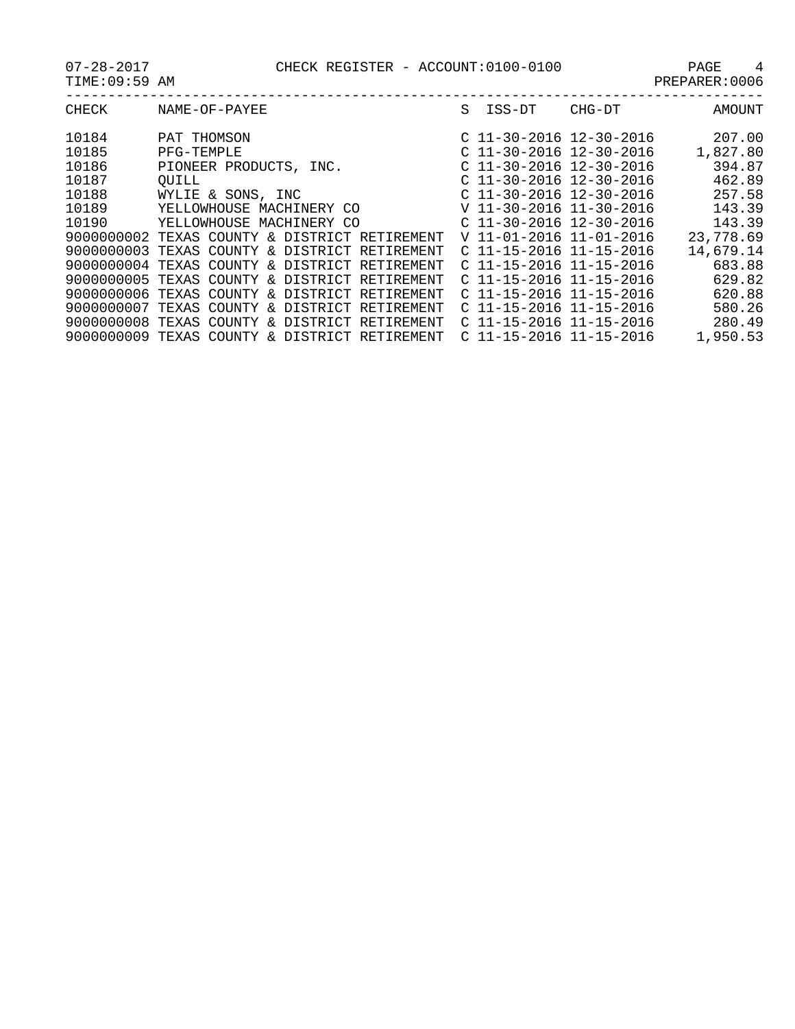07-28-2017 CHECK REGISTER - ACCOUNT:0100-0100 PAGE 4

TIME:09:59 AM PREPARER:0006

| CHECK | NAME-OF-PAYEE | S | ISS-DT | CHG-DT | AMOUNT |
|---|---|---|---|---|---|
| 10184 | PAT THOMSON | C | 11-30-2016 | 12-30-2016 | 207.00 |
| 10185 | PFG-TEMPLE | C | 11-30-2016 | 12-30-2016 | 1,827.80 |
| 10186 | PIONEER PRODUCTS, INC. | C | 11-30-2016 | 12-30-2016 | 394.87 |
| 10187 | QUILL | C | 11-30-2016 | 12-30-2016 | 462.89 |
| 10188 | WYLIE & SONS, INC | C | 11-30-2016 | 12-30-2016 | 257.58 |
| 10189 | YELLOWHOUSE MACHINERY CO | V | 11-30-2016 | 11-30-2016 | 143.39 |
| 10190 | YELLOWHOUSE MACHINERY CO | C | 11-30-2016 | 12-30-2016 | 143.39 |
| 9000000002 | TEXAS COUNTY & DISTRICT RETIREMENT | V | 11-01-2016 | 11-01-2016 | 23,778.69 |
| 9000000003 | TEXAS COUNTY & DISTRICT RETIREMENT | C | 11-15-2016 | 11-15-2016 | 14,679.14 |
| 9000000004 | TEXAS COUNTY & DISTRICT RETIREMENT | C | 11-15-2016 | 11-15-2016 | 683.88 |
| 9000000005 | TEXAS COUNTY & DISTRICT RETIREMENT | C | 11-15-2016 | 11-15-2016 | 629.82 |
| 9000000006 | TEXAS COUNTY & DISTRICT RETIREMENT | C | 11-15-2016 | 11-15-2016 | 620.88 |
| 9000000007 | TEXAS COUNTY & DISTRICT RETIREMENT | C | 11-15-2016 | 11-15-2016 | 580.26 |
| 9000000008 | TEXAS COUNTY & DISTRICT RETIREMENT | C | 11-15-2016 | 11-15-2016 | 280.49 |
| 9000000009 | TEXAS COUNTY & DISTRICT RETIREMENT | C | 11-15-2016 | 11-15-2016 | 1,950.53 |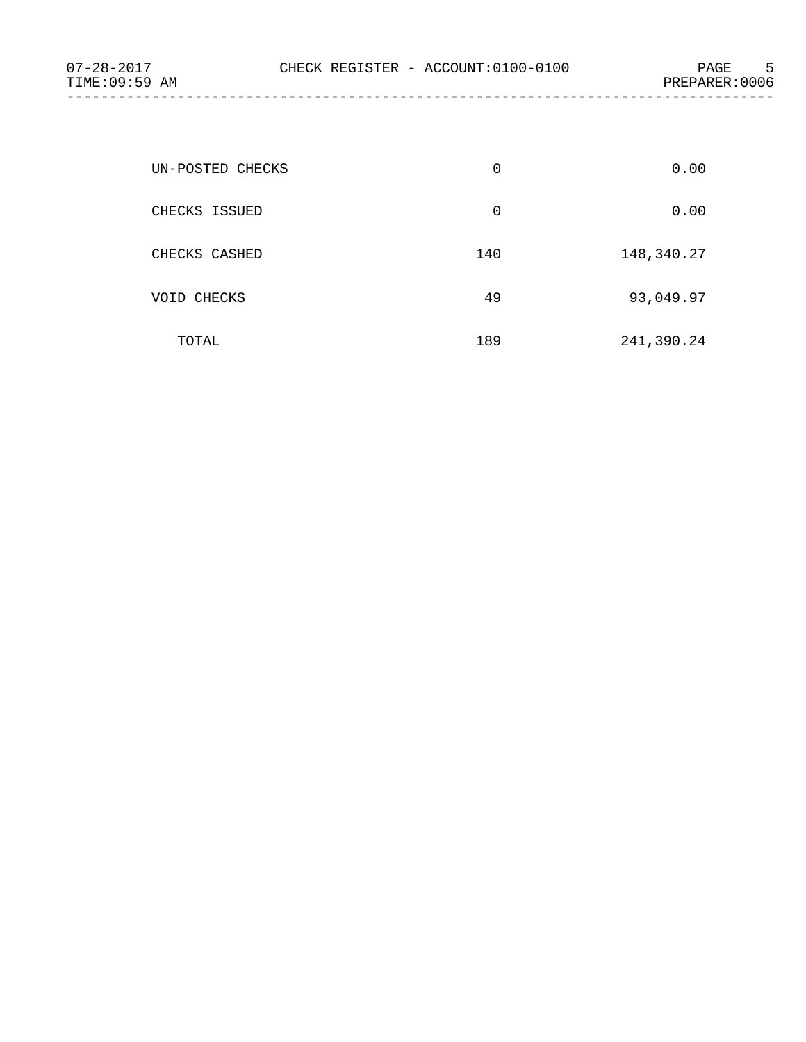| | | |
|---|---|---|
| UN-POSTED CHECKS | 0 | 0.00 |
| CHECKS ISSUED | 0 | 0.00 |
| CHECKS CASHED | 140 | 148,340.27 |
| VOID CHECKS | 49 | 93,049.97 |
| TOTAL | 189 | 241,390.24 |